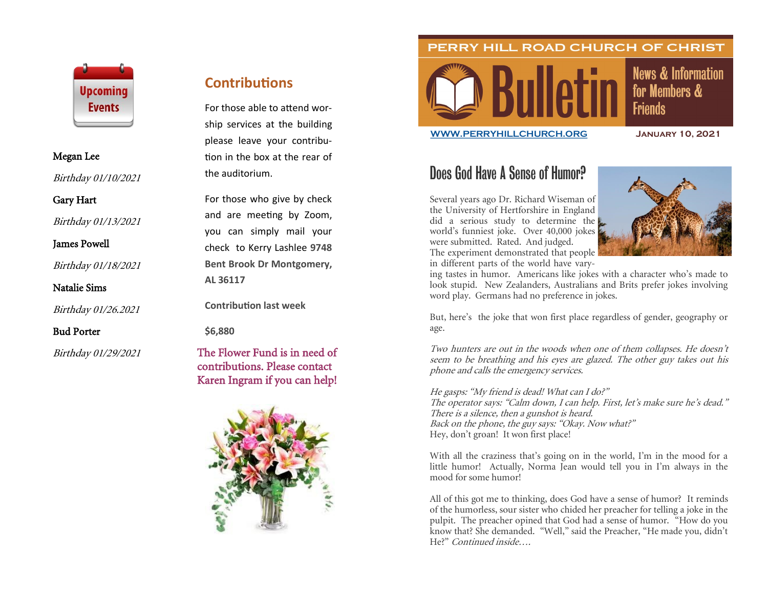## Upcoming Events

**Megan Lee**

*Birthday 01/10/2021*

**Gary Hart**

*Birthday 01/13/2021*

**James Powell**

*Birthday 01/18/2021*

**Natalie Sims**

*Birthday 01/26.2021*

**Bud Porter**

*Birthday 01/29/2021*

## Contributions

For those able to attend worship services at the building please leave your contribution in the box at the rear of the auditorium.

For those who give by check and are meeting by Zoom, you can simply mail your check to Kerry Lashlee **9748 Bent Brook Dr Montgomery, AL 36117**

**Contribution last week**

**$6,880**

The Flower Fund is in need of contributions. Please contact Karen Ingram if you can help!

PERRY HILL ROAD CHURCH OF CHRIST

# Bulletin

News & Information for Members & Friends

WWW.PERRYHILLCHURCH.ORG

JANUARY 10, 2021

## Does God Have A Sense of Humor?

Several years ago Dr. Richard Wiseman of the University of Hertfordshire in England did a serious study to determine the world's funniest joke. Over 40,000 jokes were submitted. Rated. And judged. The experiment demonstrated that people in different parts of the world have varying tastes in humor. Americans like jokes with a character who's made to look stupid. New Zealanders, Australians and Brits prefer jokes involving word play. Germans had no preference in jokes.

But, here's the joke that won first place regardless of gender, geography or age.

*Two hunters are out in the woods when one of them collapses. He doesn't seem to be breathing and his eyes are glazed. The other guy takes out his phone and calls the emergency services.*

*He gasps: "My friend is dead! What can I do?"*
*The operator says: "Calm down, I can help. First, let's make sure he's dead."*
*There is a silence, then a gunshot is heard.*
*Back on the phone, the guy says: "Okay. Now what?"*
Hey, don't groan! It won first place!

With all the craziness that's going on in the world, I'm in the mood for a little humor! Actually, Norma Jean would tell you in I'm always in the mood for some humor!

All of this got me to thinking, does God have a sense of humor? It reminds of the humorless, sour sister who chided her preacher for telling a joke in the pulpit. The preacher opined that God had a sense of humor. "How do you know that? She demanded. "Well," said the Preacher, "He made you, didn't He?" *Continued inside….*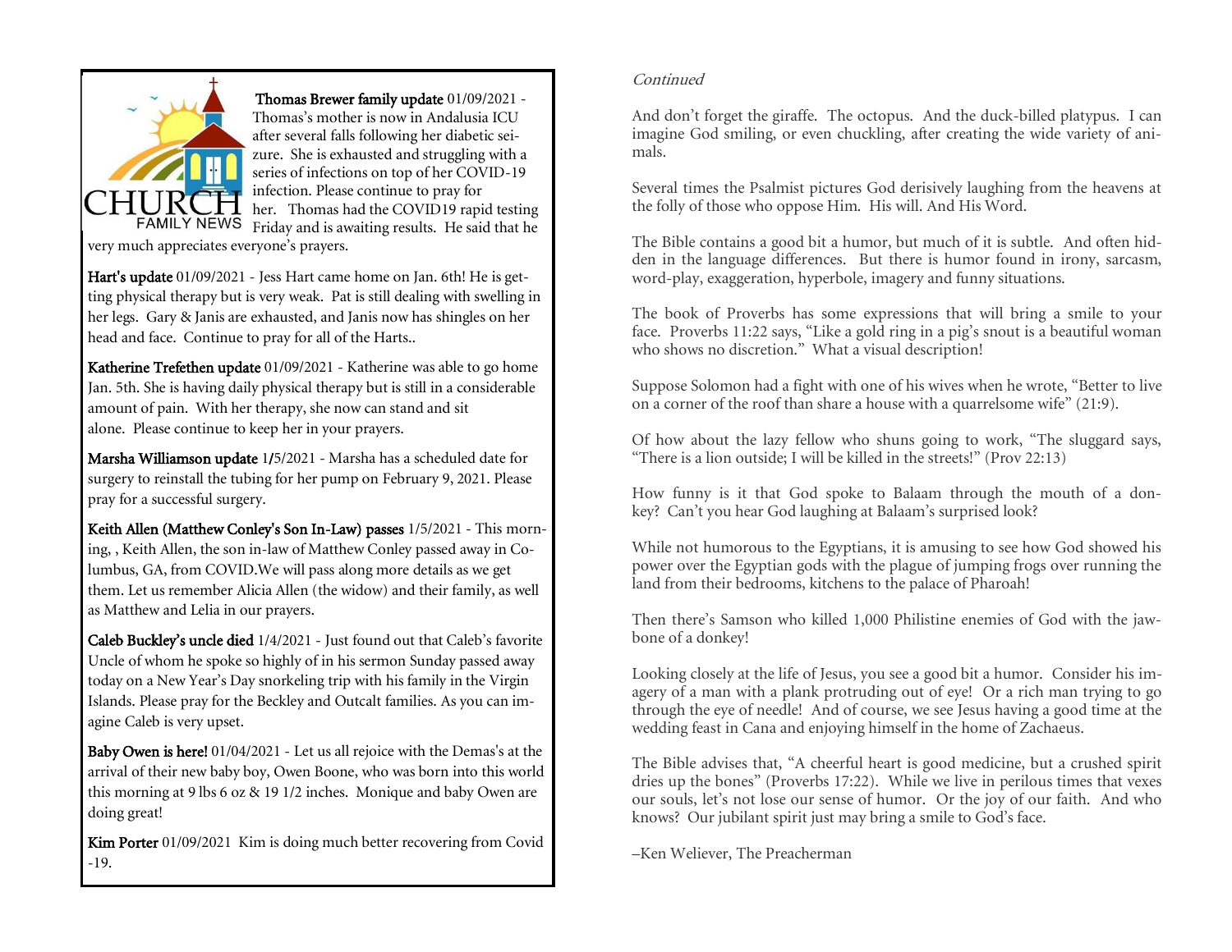CHURCH FAMILY NEWS

**Thomas Brewer family update** 01/09/2021 - Thomas's mother is now in Andalusia ICU after several falls following her diabetic seizure. She is exhausted and struggling with a series of infections on top of her COVID-19 infection. Please continue to pray for her. Thomas had the COVID19 rapid testing Friday and is awaiting results. He said that he very much appreciates everyone's prayers.

**Hart's update** 01/09/2021 - Jess Hart came home on Jan. 6th! He is getting physical therapy but is very weak. Pat is still dealing with swelling in her legs. Gary & Janis are exhausted, and Janis now has shingles on her head and face. Continue to pray for all of the Harts..

**Katherine Trefethen update** 01/09/2021 - Katherine was able to go home Jan. 5th. She is having daily physical therapy but is still in a considerable amount of pain. With her therapy, she now can stand and sit alone. Please continue to keep her in your prayers.

**Marsha Williamson update** 1/5/2021 - Marsha has a scheduled date for surgery to reinstall the tubing for her pump on February 9, 2021. Please pray for a successful surgery.

**Keith Allen (Matthew Conley's Son In-Law) passes** 1/5/2021 - This morning, , Keith Allen, the son in-law of Matthew Conley passed away in Columbus, GA, from COVID.We will pass along more details as we get them. Let us remember Alicia Allen (the widow) and their family, as well as Matthew and Lelia in our prayers.

**Caleb Buckley's uncle died** 1/4/2021 - Just found out that Caleb's favorite Uncle of whom he spoke so highly of in his sermon Sunday passed away today on a New Year's Day snorkeling trip with his family in the Virgin Islands. Please pray for the Beckley and Outcalt families. As you can imagine Caleb is very upset.

**Baby Owen is here!** 01/04/2021 - Let us all rejoice with the Demas's at the arrival of their new baby boy, Owen Boone, who was born into this world this morning at 9 lbs 6 oz & 19 1/2 inches. Monique and baby Owen are doing great!

**Kim Porter** 01/09/2021 Kim is doing much better recovering from Covid -19.

*Continued*

And don't forget the giraffe. The octopus. And the duck-billed platypus. I can imagine God smiling, or even chuckling, after creating the wide variety of animals.

Several times the Psalmist pictures God derisively laughing from the heavens at the folly of those who oppose Him. His will. And His Word.

The Bible contains a good bit a humor, but much of it is subtle. And often hidden in the language differences. But there is humor found in irony, sarcasm, word-play, exaggeration, hyperbole, imagery and funny situations.

The book of Proverbs has some expressions that will bring a smile to your face. Proverbs 11:22 says, "Like a gold ring in a pig's snout is a beautiful woman who shows no discretion." What a visual description!

Suppose Solomon had a fight with one of his wives when he wrote, "Better to live on a corner of the roof than share a house with a quarrelsome wife" (21:9).

Of how about the lazy fellow who shuns going to work, "The sluggard says, "There is a lion outside; I will be killed in the streets!" (Prov 22:13)

How funny is it that God spoke to Balaam through the mouth of a donkey? Can't you hear God laughing at Balaam's surprised look?

While not humorous to the Egyptians, it is amusing to see how God showed his power over the Egyptian gods with the plague of jumping frogs over running the land from their bedrooms, kitchens to the palace of Pharoah!

Then there's Samson who killed 1,000 Philistine enemies of God with the jawbone of a donkey!

Looking closely at the life of Jesus, you see a good bit a humor. Consider his imagery of a man with a plank protruding out of eye! Or a rich man trying to go through the eye of needle! And of course, we see Jesus having a good time at the wedding feast in Cana and enjoying himself in the home of Zachaeus.

The Bible advises that, "A cheerful heart is good medicine, but a crushed spirit dries up the bones" (Proverbs 17:22). While we live in perilous times that vexes our souls, let's not lose our sense of humor. Or the joy of our faith. And who knows? Our jubilant spirit just may bring a smile to God's face.

–Ken Weliever, The Preacherman